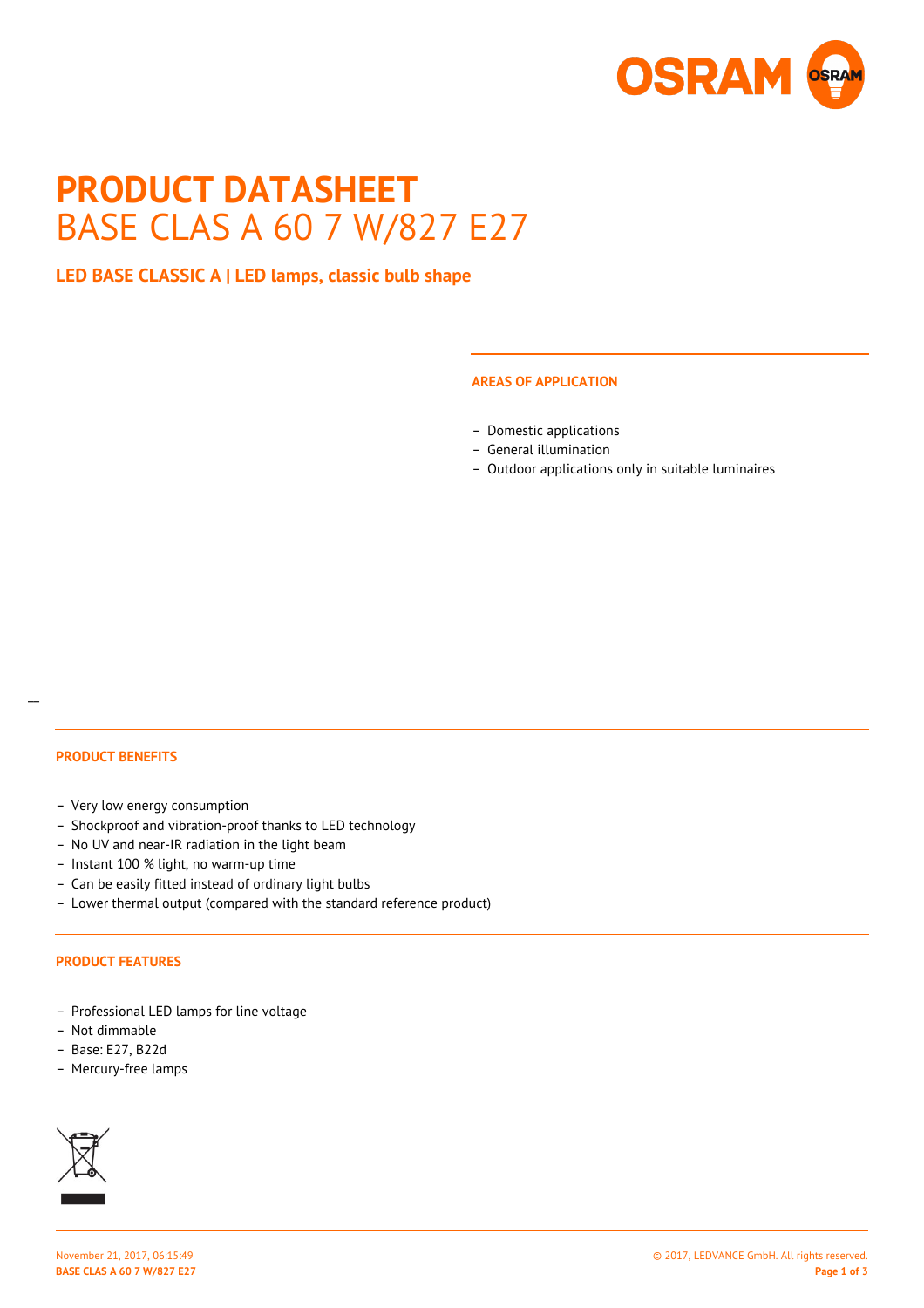# PRODUCT DATASHEET

BASE CLAS A 60 7 W/827 E27

## LED BASE CLASSIC A | LED lamps, classic bulb shape

### AREAS OF APPLICATION

- Domestic applications
- General illumination
- Outdoor applications only in suitable luminaires

### PRODUCT BENEFITS

- Very low energy consumption
- Shockproof and vibration-proof thanks to LED technology
- No UV and near-IR radiation in the light beam
- Instant 100 % light, no warm-up time
- Can be easily fitted instead of ordinary light bulbs
- Lower thermal output (compared with the standard reference product)

### PRODUCT FEATURES

- Professional LED lamps for line voltage
- Not dimmable
- Base: E27, B22d
- Mercury-free lamps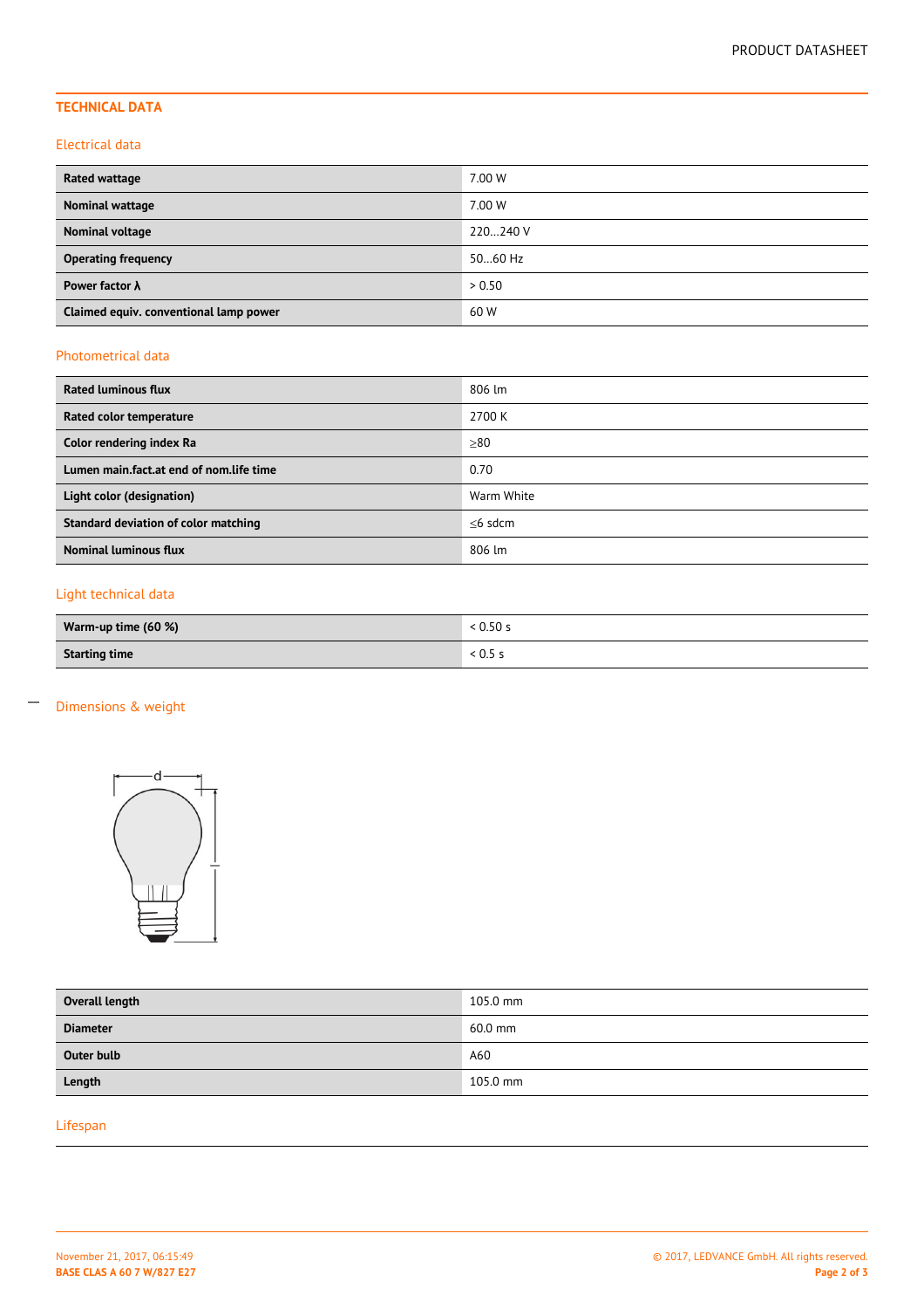## TECHNICAL DATA

### Electrical data

| | |
|---|---|
| **Rated wattage** | 7.00 W |
| **Nominal wattage** | 7.00 W |
| **Nominal voltage** | 220…240 V |
| **Operating frequency** | 50…60 Hz |
| **Power factor λ** | > 0.50 |
| **Claimed equiv. conventional lamp power** | 60 W |

### Photometrical data

| | |
|---|---|
| **Rated luminous flux** | 806 lm |
| **Rated color temperature** | 2700 K |
| **Color rendering index Ra** | ≥80 |
| **Lumen main.fact.at end of nom.life time** | 0.70 |
| **Light color (designation)** | Warm White |
| **Standard deviation of color matching** | ≤6 sdcm |
| **Nominal luminous flux** | 806 lm |

### Light technical data

| | |
|---|---|
| **Warm-up time (60 %)** | < 0.50 s |
| **Starting time** | < 0.5 s |

### Dimensions & weight

| | |
|---|---|
| **Overall length** | 105.0 mm |
| **Diameter** | 60.0 mm |
| **Outer bulb** | A60 |
| **Length** | 105.0 mm |

### Lifespan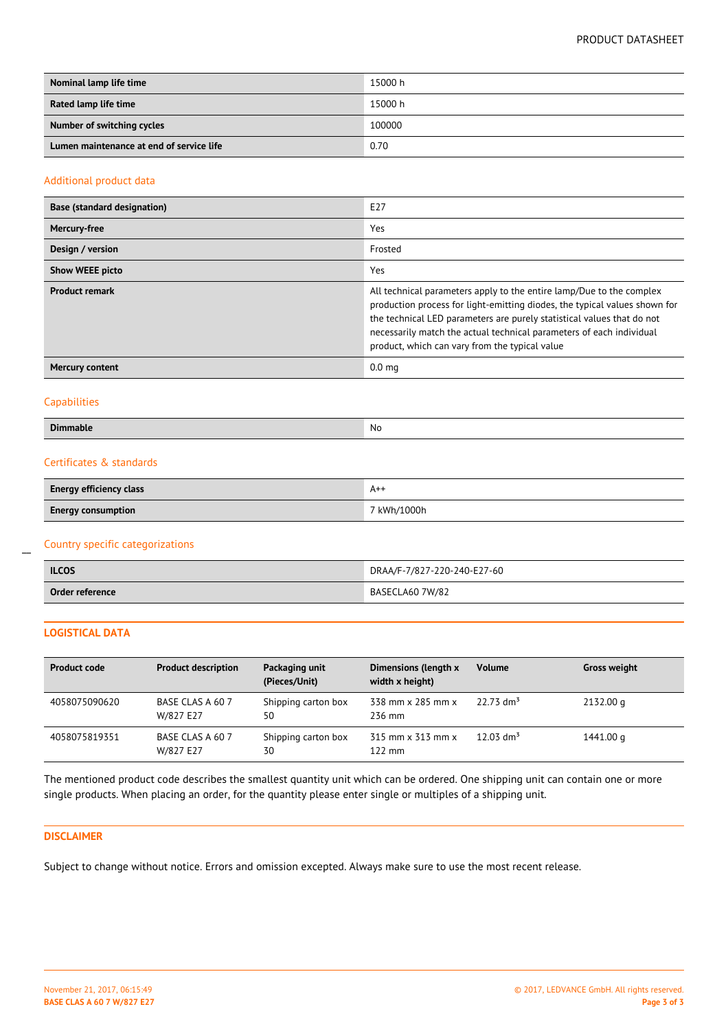| | |
|---|---|
| **Nominal lamp life time** | 15000 h |
| **Rated lamp life time** | 15000 h |
| **Number of switching cycles** | 100000 |
| **Lumen maintenance at end of service life** | 0.70 |

## Additional product data

| | |
|---|---|
| **Base (standard designation)** | E27 |
| **Mercury-free** | Yes |
| **Design / version** | Frosted |
| **Show WEEE picto** | Yes |
| **Product remark** | All technical parameters apply to the entire lamp/Due to the complex production process for light-emitting diodes, the typical values shown for the technical LED parameters are purely statistical values that do not necessarily match the actual technical parameters of each individual product, which can vary from the typical value |
| **Mercury content** | 0.0 mg |

## Capabilities

| | |
|---|---|
| **Dimmable** | No |

## Certificates & standards

| | |
|---|---|
| **Energy efficiency class** | A++ |
| **Energy consumption** | 7 kWh/1000h |

## Country specific categorizations

| | |
|---|---|
| **ILCOS** | DRAA/F-7/827-220-240-E27-60 |
| **Order reference** | BASECLA60 7W/82 |

## LOGISTICAL DATA

| Product code | Product description | Packaging unit (Pieces/Unit) | Dimensions (length x width x height) | Volume | Gross weight |
|---|---|---|---|---|---|
| 4058075090620 | BASE CLAS A 60 7 W/827 E27 | Shipping carton box 50 | 338 mm x 285 mm x 236 mm | 22.73 $dm^3$ | 2132.00 g |
| 4058075819351 | BASE CLAS A 60 7 W/827 E27 | Shipping carton box 30 | 315 mm x 313 mm x 122 mm | 12.03 $dm^3$ | 1441.00 g |

The mentioned product code describes the smallest quantity unit which can be ordered. One shipping unit can contain one or more single products. When placing an order, for the quantity please enter single or multiples of a shipping unit.

## DISCLAIMER

Subject to change without notice. Errors and omission excepted. Always make sure to use the most recent release.